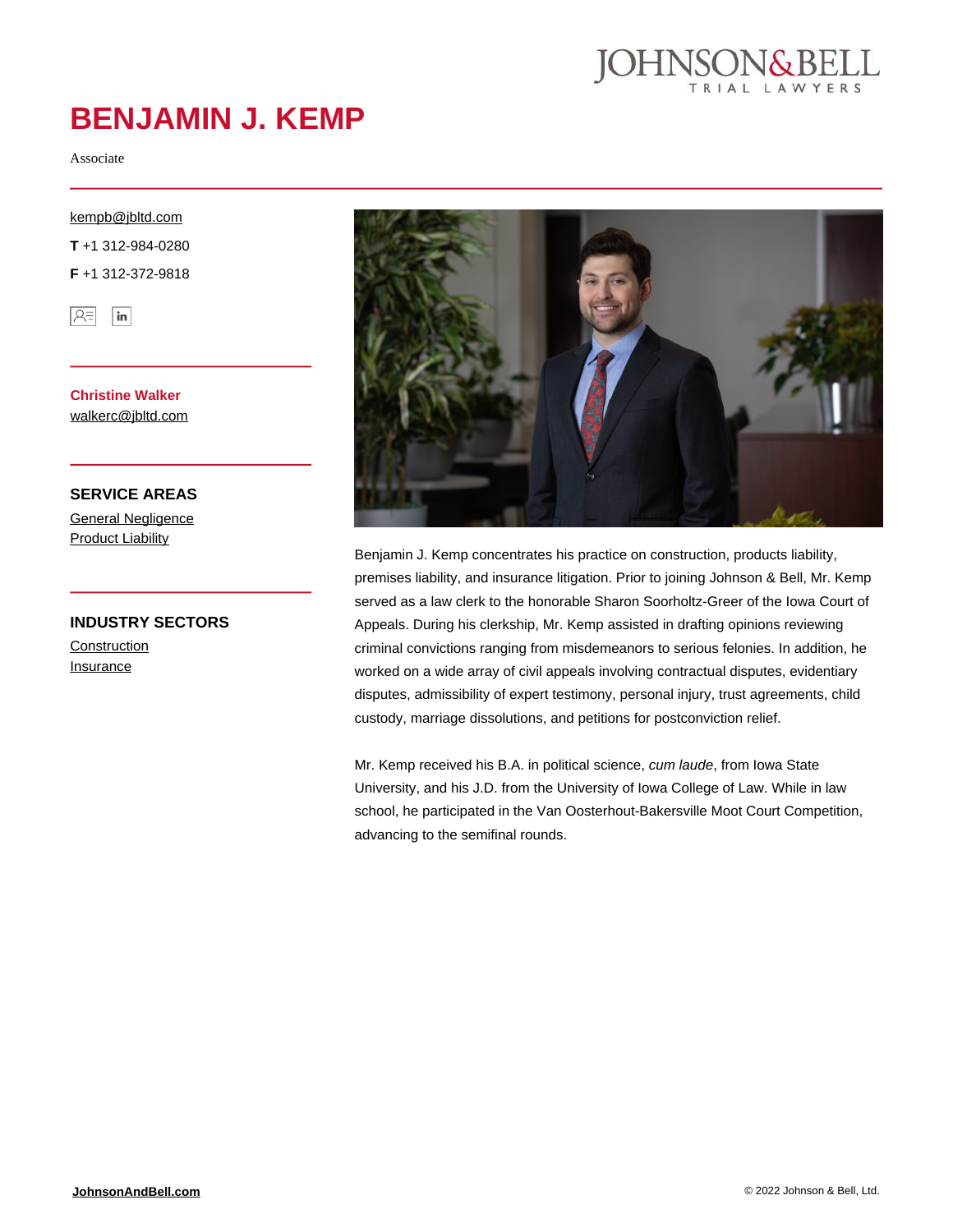# BENJAMIN J. KEMP

Associate

kempb@jbltd.com

**T** +1 312-984-0280

**F** +1 312-372-9818

**Christine Walker**
walkerc@jbltd.com

## SERVICE AREAS

General Negligence
Product Liability

## INDUSTRY SECTORS

Construction
Insurance

Benjamin J. Kemp concentrates his practice on construction, products liability, premises liability, and insurance litigation. Prior to joining Johnson & Bell, Mr. Kemp served as a law clerk to the honorable Sharon Soorholtz-Greer of the Iowa Court of Appeals. During his clerkship, Mr. Kemp assisted in drafting opinions reviewing criminal convictions ranging from misdemeanors to serious felonies. In addition, he worked on a wide array of civil appeals involving contractual disputes, evidentiary disputes, admissibility of expert testimony, personal injury, trust agreements, child custody, marriage dissolutions, and petitions for postconviction relief.

Mr. Kemp received his B.A. in political science, *cum laude*, from Iowa State University, and his J.D. from the University of Iowa College of Law. While in law school, he participated in the Van Oosterhout-Bakersville Moot Court Competition, advancing to the semifinal rounds.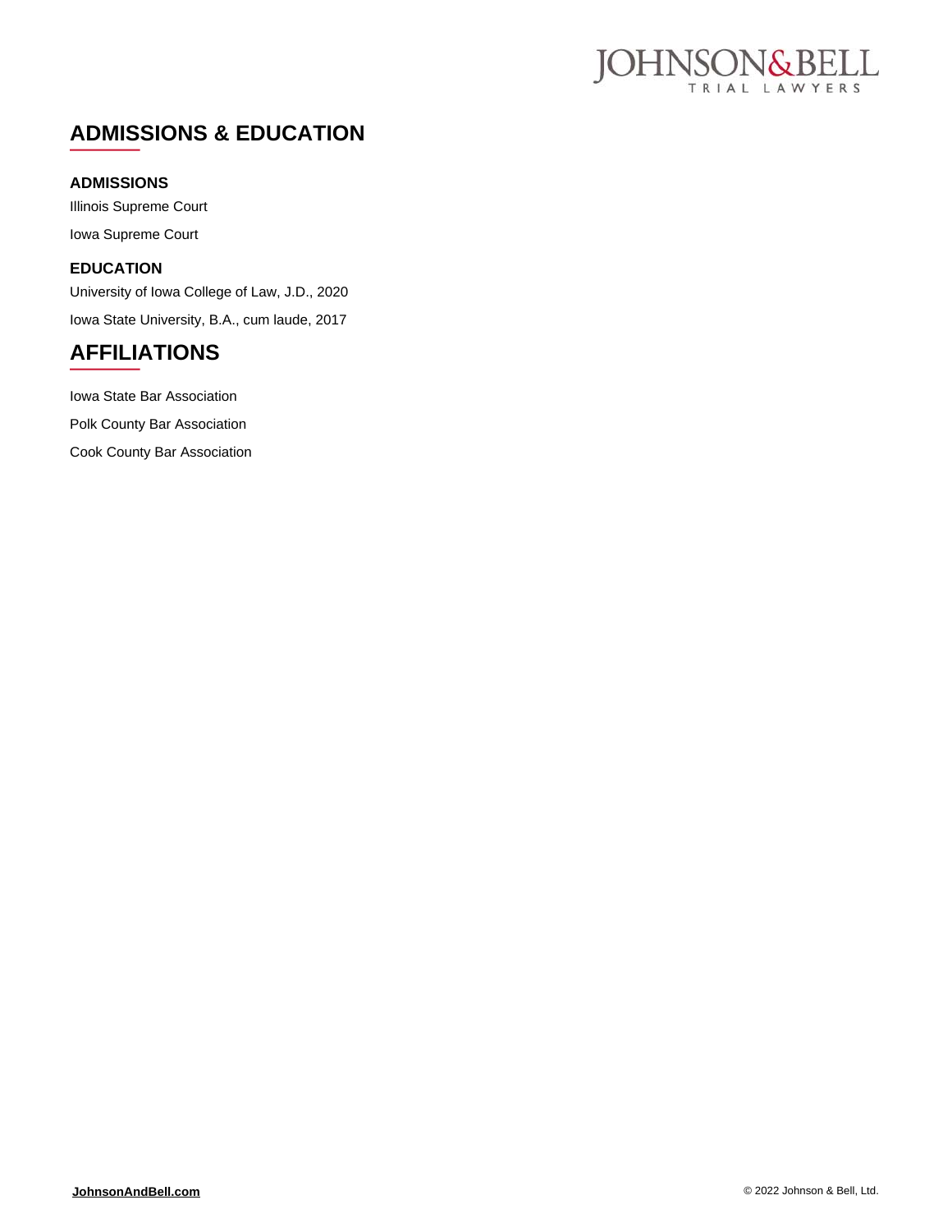## ADMISSIONS & EDUCATION

### ADMISSIONS

Illinois Supreme Court

Iowa Supreme Court

### EDUCATION

University of Iowa College of Law, J.D., 2020

Iowa State University, B.A., cum laude, 2017

## AFFILIATIONS

Iowa State Bar Association

Polk County Bar Association

Cook County Bar Association